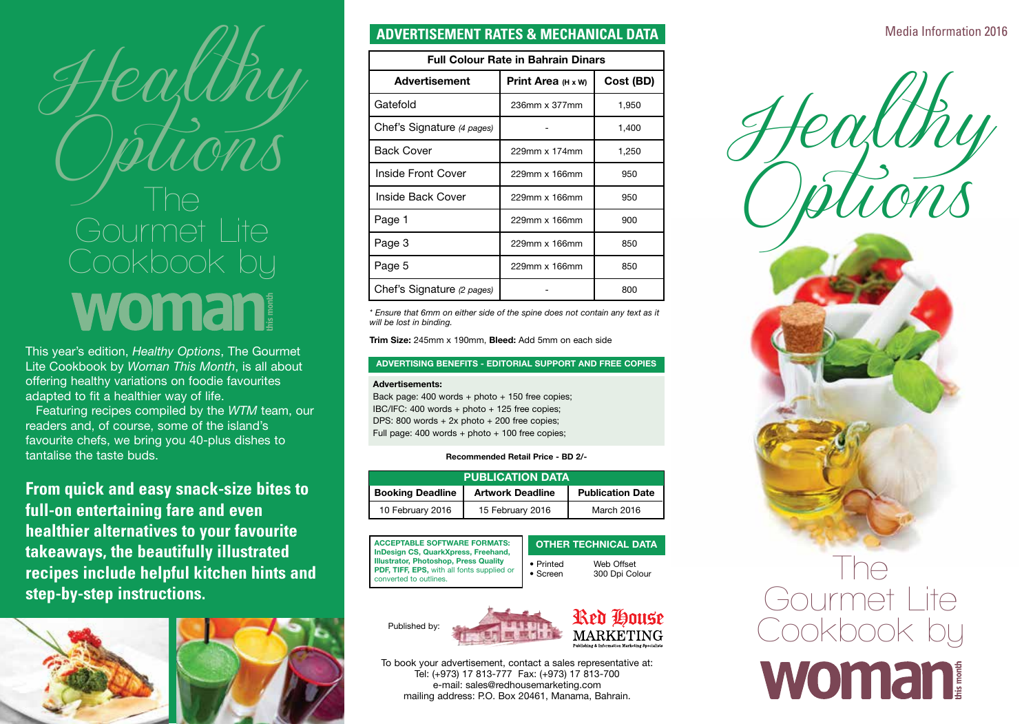# Healthy Options

## The Gourmet Lite Cookbook by woman this month

This year's edition, *Healthy Options*, The Gourmet Lite Cookbook by *Woman This Month*, is all about offering healthy variations on foodie favourites adapted to fit a healthier way of life.

Featuring recipes compiled by the *WTM* team, our readers and, of course, some of the island's favourite chefs, we bring you 40-plus dishes to tantalise the taste buds.

**From quick and easy snack-size bites to full-on entertaining fare and even healthier alternatives to your favourite takeaways, the beautifully illustrated recipes include helpful kitchen hints and step-by-step instructions.**

## ADVERTISEMENT RATES & MECHANICAL DATA

| Full Colour Rate in Bahrain Dinars | | |
|---|---|---|
| **Advertisement** | **Print Area (H x W)** | **Cost (BD)** |
| Gatefold | 236mm x 377mm | 1,950 |
| Chef's Signature *(4 pages)* | - | 1,400 |
| Back Cover | 229mm x 174mm | 1,250 |
| Inside Front Cover | 229mm x 166mm | 950 |
| Inside Back Cover | 229mm x 166mm | 950 |
| Page 1 | 229mm x 166mm | 900 |
| Page 3 | 229mm x 166mm | 850 |
| Page 5 | 229mm x 166mm | 850 |
| Chef's Signature *(2 pages)* | - | 800 |

*\* Ensure that 6mm on either side of the spine does not contain any text as it will be lost in binding.*

**Trim Size:** 245mm x 190mm, **Bleed:** Add 5mm on each side

### ADVERTISING BENEFITS - EDITORIAL SUPPORT AND FREE COPIES

**Advertisements:**

Back page: 400 words + photo + 150 free copies;
IBC/IFC: 400 words + photo + 125 free copies;
DPS: 800 words + 2x photo + 200 free copies;
Full page: 400 words + photo + 100 free copies;

**Recommended Retail Price - BD 2/-**

| PUBLICATION DATA | | |
|---|---|---|
| **Booking Deadline** | **Artwork Deadline** | **Publication Date** |
| 10 February 2016 | 15 February 2016 | March 2016 |

**ACCEPTABLE SOFTWARE FORMATS: InDesign CS, QuarkXpress, Freehand, Illustrator, Photoshop, Press Quality PDF, TIFF, EPS,** with all fonts supplied or converted to outlines.

### OTHER TECHNICAL DATA

- Printed — Web Offset
- Screen — 300 Dpi Colour

Published by: Red House MARKETING — Publishing & Information Marketing Specialists

To book your advertisement, contact a sales representative at:
Tel: (+973) 17 813-777 Fax: (+973) 17 813-700
e-mail: sales@redhousemarketing.com
mailing address: P.O. Box 20461, Manama, Bahrain.

Media Information 2016

# Healthy Options

## The Gourmet Lite Cookbook by woman this month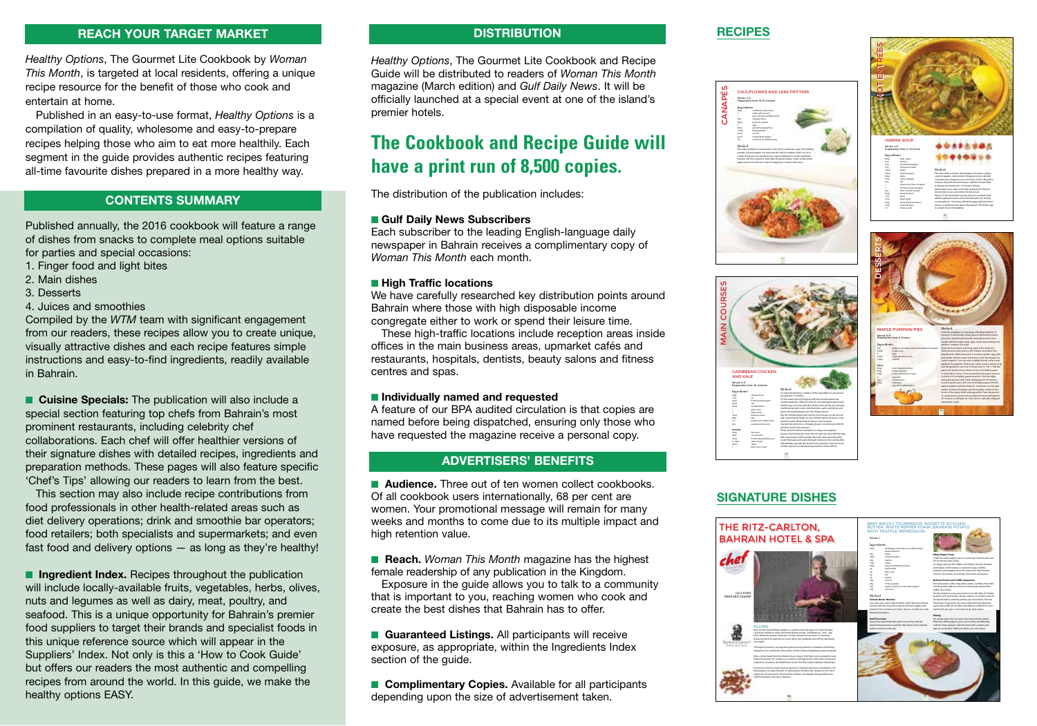## REACH YOUR TARGET MARKET

*Healthy Options*, The Gourmet Lite Cookbook by *Woman This Month*, is targeted at local residents, offering a unique recipe resource for the benefit of those who cook and entertain at home.

Published in an easy-to-use format, *Healthy Options* is a compilation of quality, wholesome and easy-to-prepare recipes helping those who aim to eat more healthily. Each segment in the guide provides authentic recipes featuring all-time favourite dishes prepared in a more healthy way.

## CONTENTS SUMMARY

Published annually, the 2016 cookbook will feature a range of dishes from snacks to complete meal options suitable for parties and special occasions:

1. Finger food and light bites
2. Main dishes
3. Desserts
4. Juices and smoothies

Compiled by the *WTM* team with significant engagement from our readers, these recipes allow you to create unique, visually attractive dishes and each recipe features simple instructions and easy-to-find ingredients, readily available in Bahrain.

■ **Cuisine Specials:** The publication will also include a special section featuring top chefs from Bahrain's most prominent restaurants, including celebrity chef collaborations. Each chef will offer healthier versions of their signature dishes with detailed recipes, ingredients and preparation methods. These pages will also feature specific 'Chef's Tips' allowing our readers to learn from the best.

This section may also include recipe contributions from food professionals in other health-related areas such as diet delivery operations; drink and smoothie bar operators; food retailers; both specialists and supermarkets; and even fast food and delivery options — as long as they're healthy!

■ **Ingredient Index.** Recipes throughout the publication will include locally-available fruits, vegetables, herbs, olives, nuts and legumes as well as dairy, meat, poultry, and seafood. This is a unique opportunity for Bahrain's premier food suppliers to target their brands and specialist foods in this unique reference source which will appear in the Suppliers' Index. Not only is this a 'How to Cook Guide' but offers our readers the most authentic and compelling recipes from around the world. In this guide, we make the healthy options EASY.

## DISTRIBUTION

*Healthy Options*, The Gourmet Lite Cookbook and Recipe Guide will be distributed to readers of *Woman This Month* magazine (March edition) and *Gulf Daily News*. It will be officially launched at a special event at one of the island's premier hotels.

# The Cookbook and Recipe Guide will have a print run of 8,500 copies.

The distribution of the publication includes:

### ■ Gulf Daily News Subscribers

Each subscriber to the leading English-language daily newspaper in Bahrain receives a complimentary copy of *Woman This Month* each month.

### ■ High Traffic locations

We have carefully researched key distribution points around Bahrain where those with high disposable income congregate either to work or spend their leisure time.

These high-traffic locations include reception areas inside offices in the main business areas, upmarket cafés and restaurants, hospitals, dentists, beauty salons and fitness centres and spas.

### ■ Individually named and requested

A feature of our BPA audited circulation is that copies are named before being dispatched, ensuring only those who have requested the magazine receive a personal copy.

## ADVERTISERS' BENEFITS

■ **Audience.** Three out of ten women collect cookbooks. Of all cookbook users internationally, 68 per cent are women. Your promotional message will remain for many weeks and months to come due to its multiple impact and high retention value.

■ **Reach.** *Woman This Month* magazine has the highest female readership of any publication in the Kingdom.

Exposure in the guide allows you to talk to a community that is important to you, reaching women who cook and create the best dishes that Bahrain has to offer.

■ **Guaranteed Listings.** All participants will receive exposure, as appropriate, within the Ingredients Index section of the guide.

■ **Complimentary Copies.** Available for all participants depending upon the size of advertisement taken.

## RECIPES

CANAPÉS
CAULIFLOWER AND LEEK FRITTERS

HOT ENTRÉES
HARIRA SOUP

MAIN COURSES
CARIBBEAN CHICKEN AND KALE

DESSERTS
MAPLE PUMPKIN PIES

## SIGNATURE DISHES

THE RITZ-CARLTON, BAHRAIN HOTEL & SPA

BEEF WAGYU TOURNEDOS, NOISETTE SICHUAN BUTTER, WHITE PEPPER FOAM, BAHRAIN POTATO WITH TRUFFLE IMPRESSION